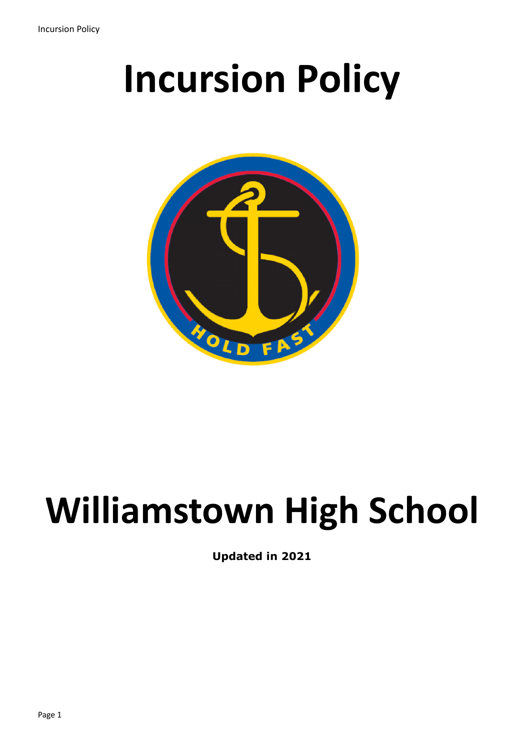# Incursion Policy

# Williamstown High School

**Updated in 2021**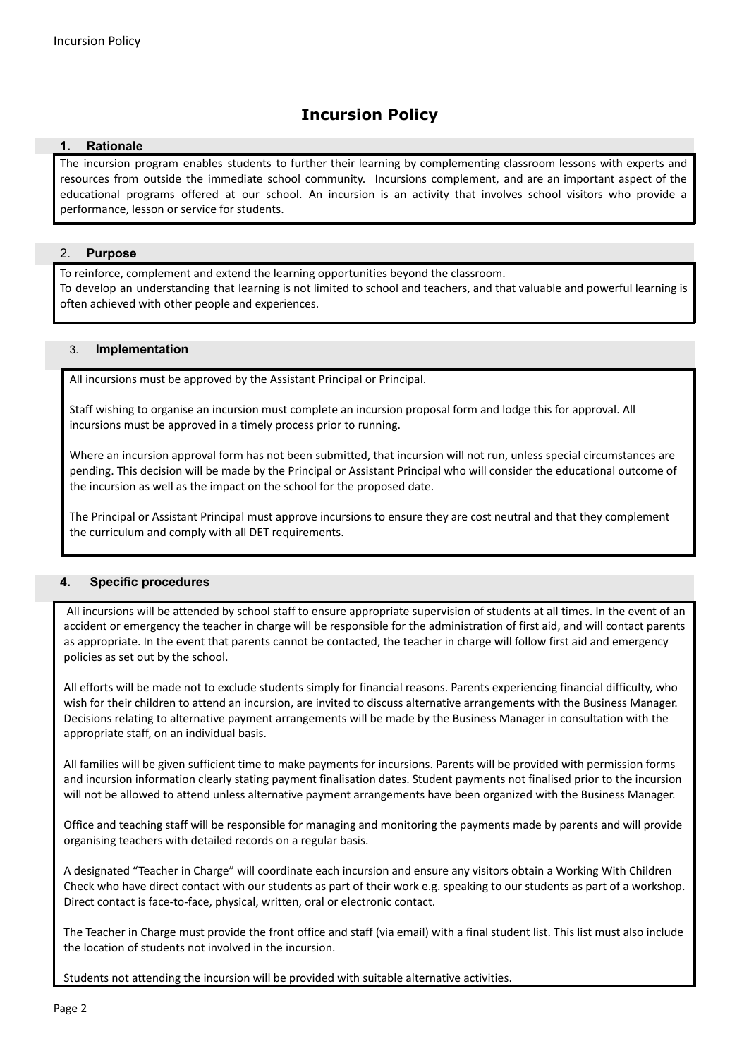# Incursion Policy

## 1. Rationale

The incursion program enables students to further their learning by complementing classroom lessons with experts and resources from outside the immediate school community. Incursions complement, and are an important aspect of the educational programs offered at our school. An incursion is an activity that involves school visitors who provide a performance, lesson or service for students.

## 2. Purpose

To reinforce, complement and extend the learning opportunities beyond the classroom.
To develop an understanding that learning is not limited to school and teachers, and that valuable and powerful learning is often achieved with other people and experiences.

## 3. Implementation

All incursions must be approved by the Assistant Principal or Principal.

Staff wishing to organise an incursion must complete an incursion proposal form and lodge this for approval. All incursions must be approved in a timely process prior to running.

Where an incursion approval form has not been submitted, that incursion will not run, unless special circumstances are pending. This decision will be made by the Principal or Assistant Principal who will consider the educational outcome of the incursion as well as the impact on the school for the proposed date.

The Principal or Assistant Principal must approve incursions to ensure they are cost neutral and that they complement the curriculum and comply with all DET requirements.

## 4. Specific procedures

All incursions will be attended by school staff to ensure appropriate supervision of students at all times. In the event of an accident or emergency the teacher in charge will be responsible for the administration of first aid, and will contact parents as appropriate. In the event that parents cannot be contacted, the teacher in charge will follow first aid and emergency policies as set out by the school.

All efforts will be made not to exclude students simply for financial reasons. Parents experiencing financial difficulty, who wish for their children to attend an incursion, are invited to discuss alternative arrangements with the Business Manager. Decisions relating to alternative payment arrangements will be made by the Business Manager in consultation with the appropriate staff, on an individual basis.

All families will be given sufficient time to make payments for incursions. Parents will be provided with permission forms and incursion information clearly stating payment finalisation dates. Student payments not finalised prior to the incursion will not be allowed to attend unless alternative payment arrangements have been organized with the Business Manager.

Office and teaching staff will be responsible for managing and monitoring the payments made by parents and will provide organising teachers with detailed records on a regular basis.

A designated "Teacher in Charge" will coordinate each incursion and ensure any visitors obtain a Working With Children Check who have direct contact with our students as part of their work e.g. speaking to our students as part of a workshop. Direct contact is face-to-face, physical, written, oral or electronic contact.

The Teacher in Charge must provide the front office and staff (via email) with a final student list. This list must also include the location of students not involved in the incursion.

Students not attending the incursion will be provided with suitable alternative activities.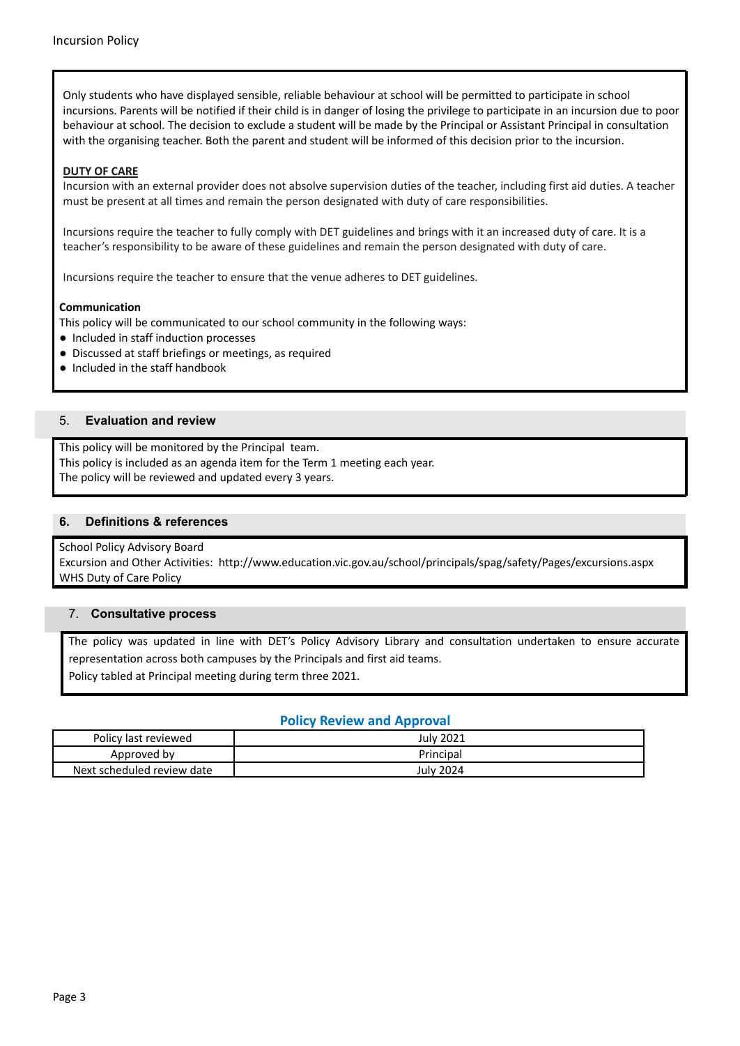Only students who have displayed sensible, reliable behaviour at school will be permitted to participate in school incursions. Parents will be notified if their child is in danger of losing the privilege to participate in an incursion due to poor behaviour at school. The decision to exclude a student will be made by the Principal or Assistant Principal in consultation with the organising teacher. Both the parent and student will be informed of this decision prior to the incursion.

**DUTY OF CARE**

Incursion with an external provider does not absolve supervision duties of the teacher, including first aid duties. A teacher must be present at all times and remain the person designated with duty of care responsibilities.

Incursions require the teacher to fully comply with DET guidelines and brings with it an increased duty of care. It is a teacher's responsibility to be aware of these guidelines and remain the person designated with duty of care.

Incursions require the teacher to ensure that the venue adheres to DET guidelines.

**Communication**

This policy will be communicated to our school community in the following ways:

- Included in staff induction processes
- Discussed at staff briefings or meetings, as required
- Included in the staff handbook

## 5. Evaluation and review

This policy will be monitored by the Principal team.
This policy is included as an agenda item for the Term 1 meeting each year.
The policy will be reviewed and updated every 3 years.

## 6. Definitions & references

School Policy Advisory Board
Excursion and Other Activities: http://www.education.vic.gov.au/school/principals/spag/safety/Pages/excursions.aspx
WHS Duty of Care Policy

## 7. Consultative process

The policy was updated in line with DET's Policy Advisory Library and consultation undertaken to ensure accurate representation across both campuses by the Principals and first aid teams.
Policy tabled at Principal meeting during term three 2021.

### Policy Review and Approval

| | |
|---|---|
| Policy last reviewed | July 2021 |
| Approved by | Principal |
| Next scheduled review date | July 2024 |